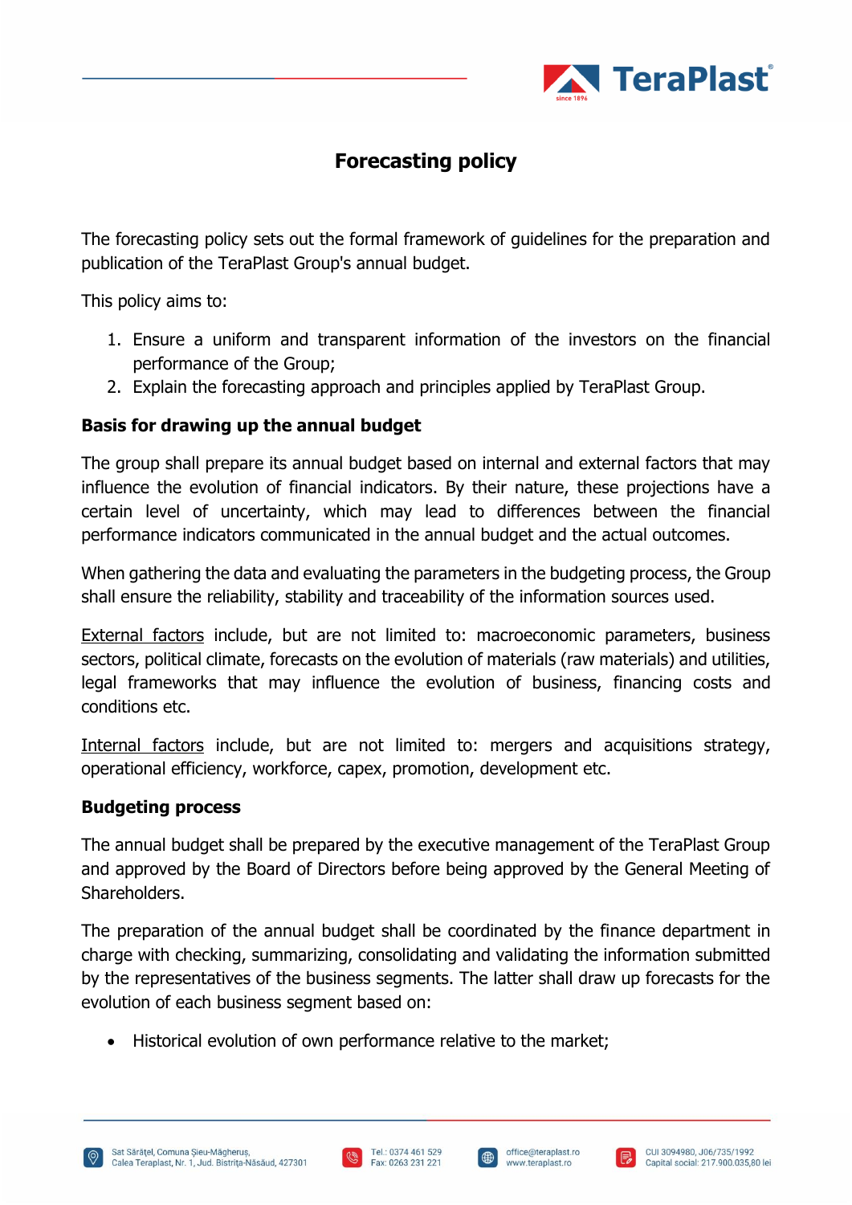# Forecasting policy

The forecasting policy sets out the formal framework of guidelines for the preparation and publication of the TeraPlast Group's annual budget.

This policy aims to:

1. Ensure a uniform and transparent information of the investors on the financial performance of the Group;
2. Explain the forecasting approach and principles applied by TeraPlast Group.

**Basis for drawing up the annual budget**

The group shall prepare its annual budget based on internal and external factors that may influence the evolution of financial indicators. By their nature, these projections have a certain level of uncertainty, which may lead to differences between the financial performance indicators communicated in the annual budget and the actual outcomes.

When gathering the data and evaluating the parameters in the budgeting process, the Group shall ensure the reliability, stability and traceability of the information sources used.

External factors include, but are not limited to: macroeconomic parameters, business sectors, political climate, forecasts on the evolution of materials (raw materials) and utilities, legal frameworks that may influence the evolution of business, financing costs and conditions etc.

Internal factors include, but are not limited to: mergers and acquisitions strategy, operational efficiency, workforce, capex, promotion, development etc.

**Budgeting process**

The annual budget shall be prepared by the executive management of the TeraPlast Group and approved by the Board of Directors before being approved by the General Meeting of Shareholders.

The preparation of the annual budget shall be coordinated by the finance department in charge with checking, summarizing, consolidating and validating the information submitted by the representatives of the business segments. The latter shall draw up forecasts for the evolution of each business segment based on:

- Historical evolution of own performance relative to the market;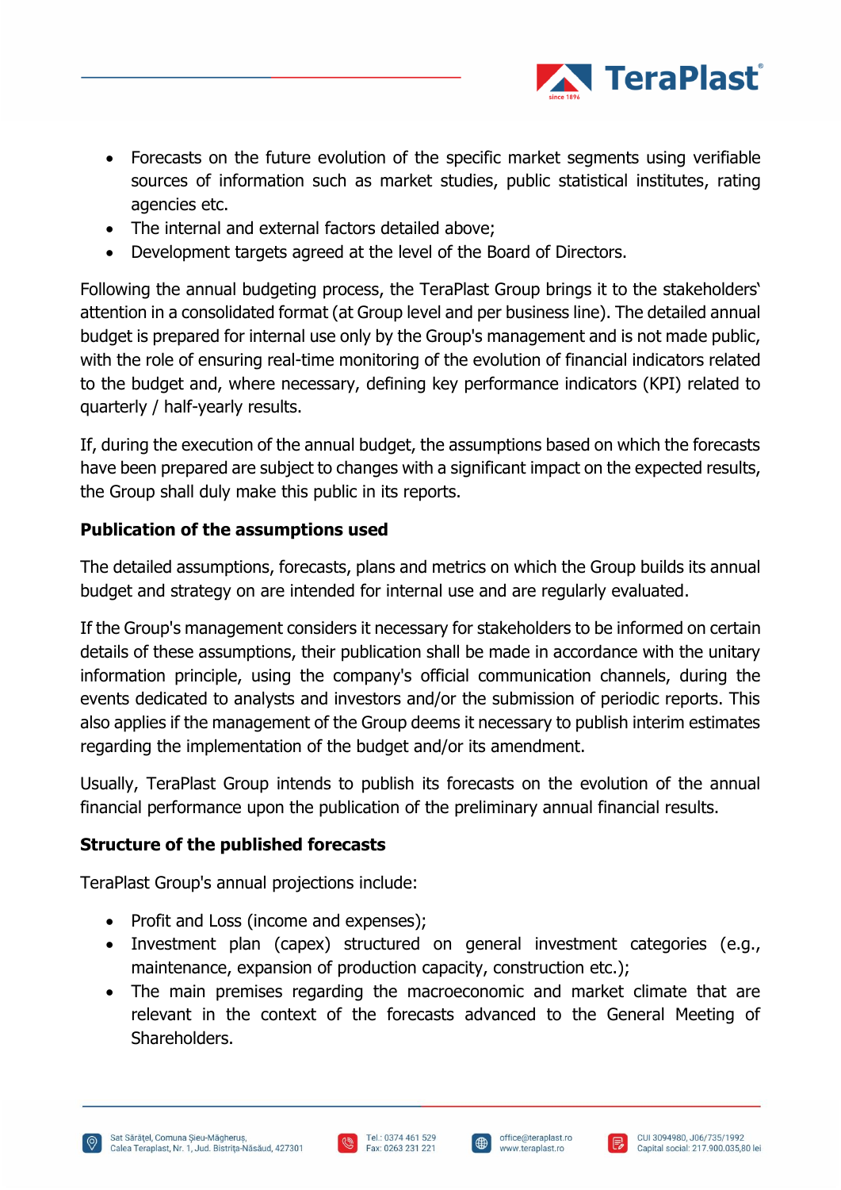- Forecasts on the future evolution of the specific market segments using verifiable sources of information such as market studies, public statistical institutes, rating agencies etc.
- The internal and external factors detailed above;
- Development targets agreed at the level of the Board of Directors.

Following the annual budgeting process, the TeraPlast Group brings it to the stakeholders' attention in a consolidated format (at Group level and per business line). The detailed annual budget is prepared for internal use only by the Group's management and is not made public, with the role of ensuring real-time monitoring of the evolution of financial indicators related to the budget and, where necessary, defining key performance indicators (KPI) related to quarterly / half-yearly results.

If, during the execution of the annual budget, the assumptions based on which the forecasts have been prepared are subject to changes with a significant impact on the expected results, the Group shall duly make this public in its reports.

**Publication of the assumptions used**

The detailed assumptions, forecasts, plans and metrics on which the Group builds its annual budget and strategy on are intended for internal use and are regularly evaluated.

If the Group's management considers it necessary for stakeholders to be informed on certain details of these assumptions, their publication shall be made in accordance with the unitary information principle, using the company's official communication channels, during the events dedicated to analysts and investors and/or the submission of periodic reports. This also applies if the management of the Group deems it necessary to publish interim estimates regarding the implementation of the budget and/or its amendment.

Usually, TeraPlast Group intends to publish its forecasts on the evolution of the annual financial performance upon the publication of the preliminary annual financial results.

**Structure of the published forecasts**

TeraPlast Group's annual projections include:

- Profit and Loss (income and expenses);
- Investment plan (capex) structured on general investment categories (e.g., maintenance, expansion of production capacity, construction etc.);
- The main premises regarding the macroeconomic and market climate that are relevant in the context of the forecasts advanced to the General Meeting of Shareholders.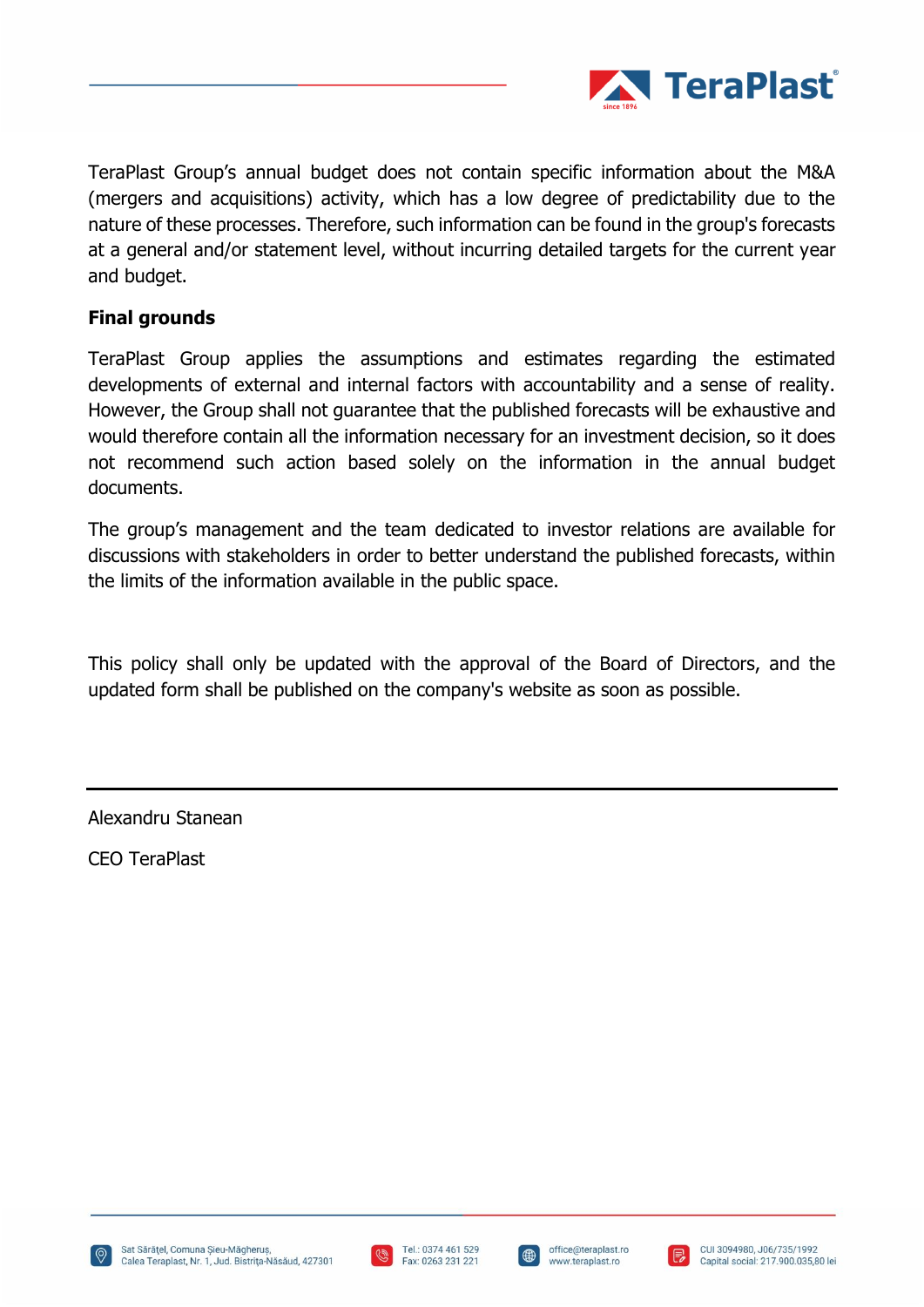TeraPlast Group's annual budget does not contain specific information about the M&A (mergers and acquisitions) activity, which has a low degree of predictability due to the nature of these processes. Therefore, such information can be found in the group's forecasts at a general and/or statement level, without incurring detailed targets for the current year and budget.

**Final grounds**

TeraPlast Group applies the assumptions and estimates regarding the estimated developments of external and internal factors with accountability and a sense of reality. However, the Group shall not guarantee that the published forecasts will be exhaustive and would therefore contain all the information necessary for an investment decision, so it does not recommend such action based solely on the information in the annual budget documents.

The group's management and the team dedicated to investor relations are available for discussions with stakeholders in order to better understand the published forecasts, within the limits of the information available in the public space.

This policy shall only be updated with the approval of the Board of Directors, and the updated form shall be published on the company's website as soon as possible.

---

Alexandru Stanean

CEO TeraPlast